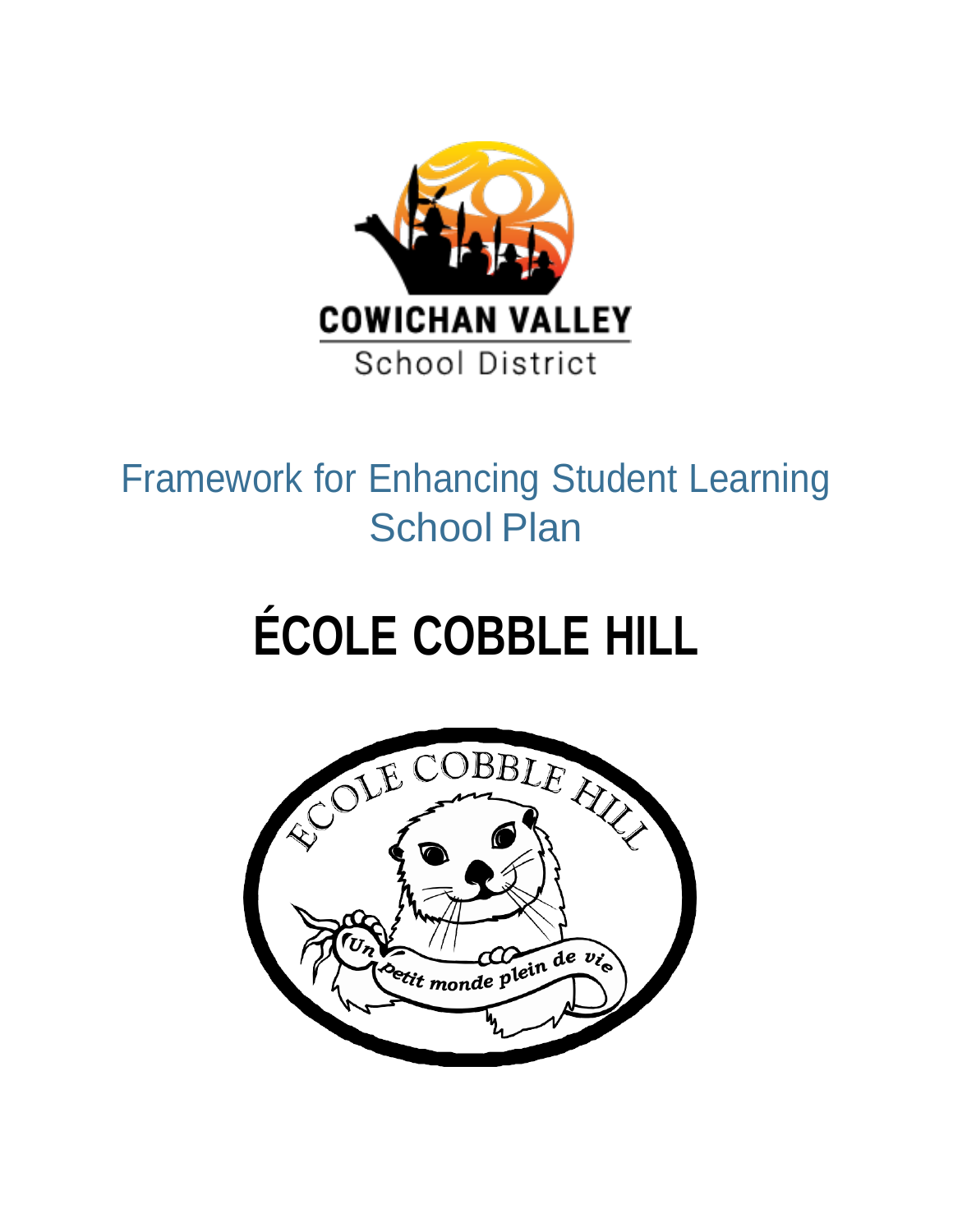COWICHAN VALLEY
School District

# Framework for Enhancing Student Learning School Plan

# ÉCOLE COBBLE HILL

ÉCOLE COBBLE HILL

*Un petit monde plein de vie*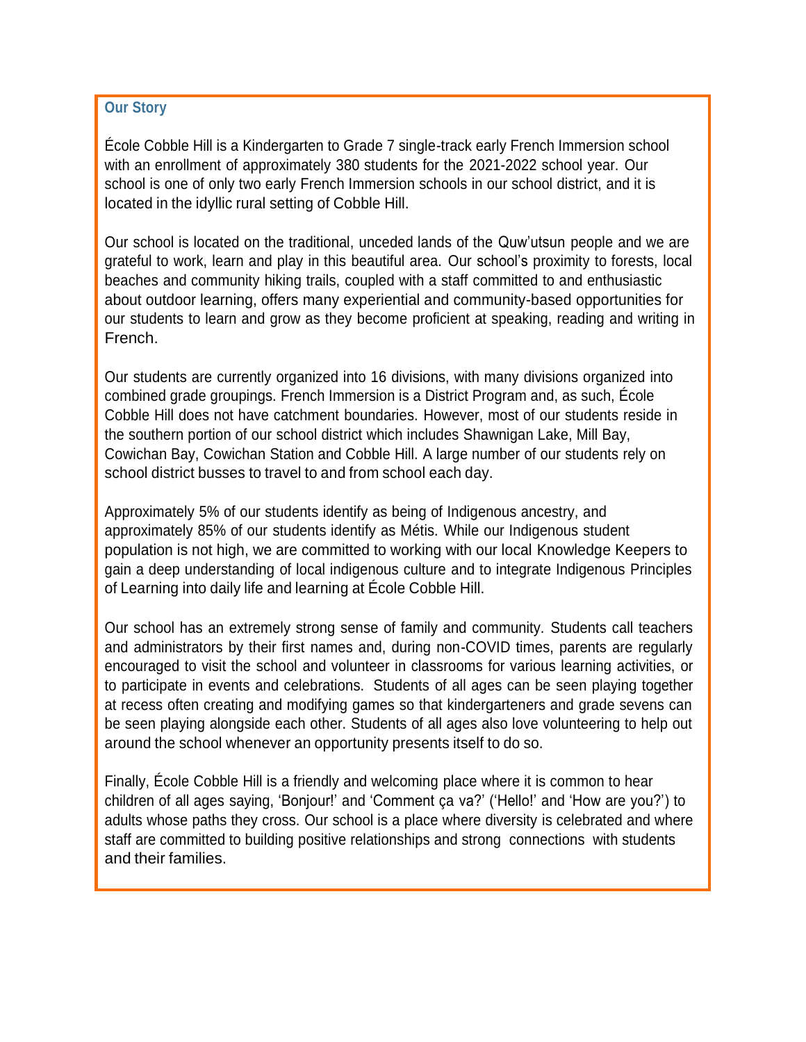## Our Story

École Cobble Hill is a Kindergarten to Grade 7 single-track early French Immersion school with an enrollment of approximately 380 students for the 2021-2022 school year. Our school is one of only two early French Immersion schools in our school district, and it is located in the idyllic rural setting of Cobble Hill.

Our school is located on the traditional, unceded lands of the Quw'utsun people and we are grateful to work, learn and play in this beautiful area. Our school's proximity to forests, local beaches and community hiking trails, coupled with a staff committed to and enthusiastic about outdoor learning, offers many experiential and community-based opportunities for our students to learn and grow as they become proficient at speaking, reading and writing in French.

Our students are currently organized into 16 divisions, with many divisions organized into combined grade groupings. French Immersion is a District Program and, as such, École Cobble Hill does not have catchment boundaries. However, most of our students reside in the southern portion of our school district which includes Shawnigan Lake, Mill Bay, Cowichan Bay, Cowichan Station and Cobble Hill. A large number of our students rely on school district busses to travel to and from school each day.

Approximately 5% of our students identify as being of Indigenous ancestry, and approximately 85% of our students identify as Métis. While our Indigenous student population is not high, we are committed to working with our local Knowledge Keepers to gain a deep understanding of local indigenous culture and to integrate Indigenous Principles of Learning into daily life and learning at École Cobble Hill.

Our school has an extremely strong sense of family and community. Students call teachers and administrators by their first names and, during non-COVID times, parents are regularly encouraged to visit the school and volunteer in classrooms for various learning activities, or to participate in events and celebrations. Students of all ages can be seen playing together at recess often creating and modifying games so that kindergarteners and grade sevens can be seen playing alongside each other. Students of all ages also love volunteering to help out around the school whenever an opportunity presents itself to do so.

Finally, École Cobble Hill is a friendly and welcoming place where it is common to hear children of all ages saying, 'Bonjour!' and 'Comment ça va?' ('Hello!' and 'How are you?') to adults whose paths they cross. Our school is a place where diversity is celebrated and where staff are committed to building positive relationships and strong connections with students and their families.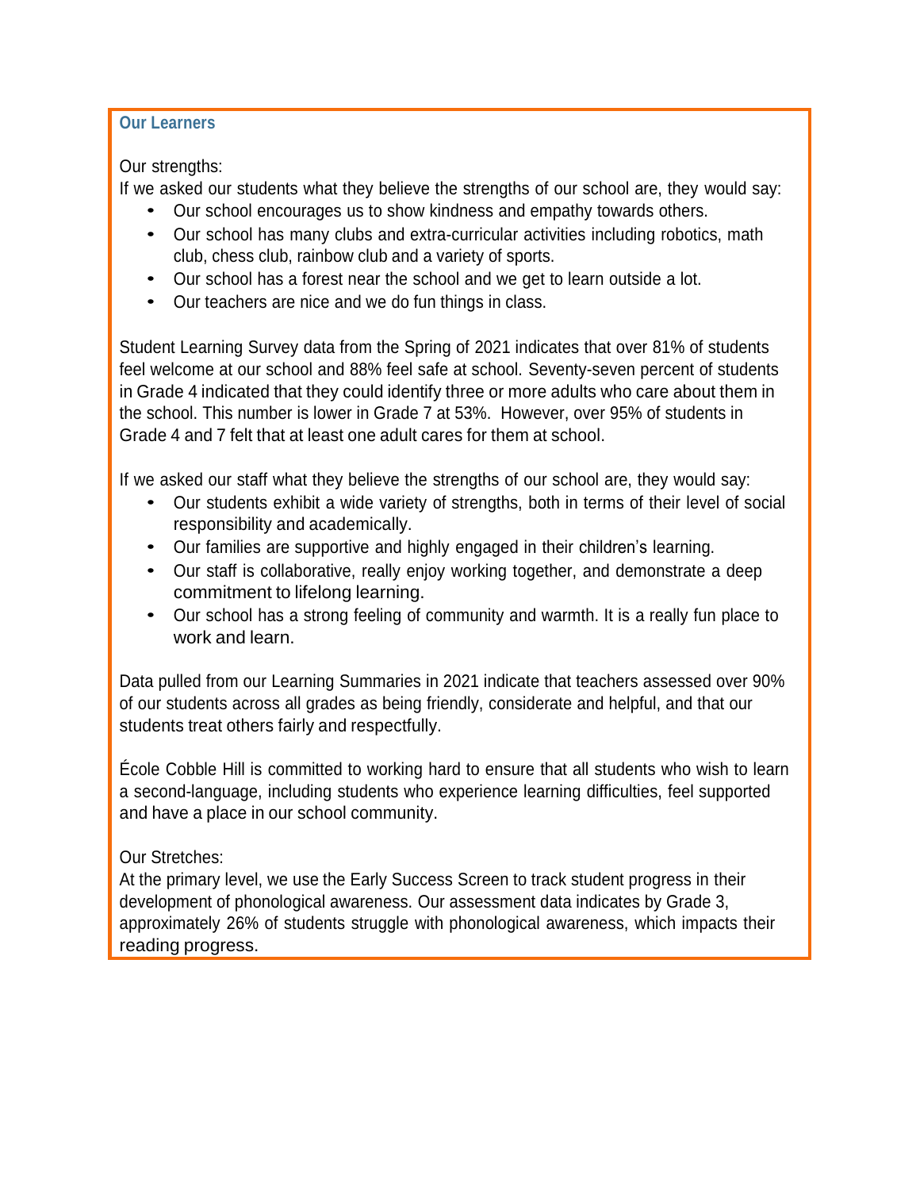### Our Learners

Our strengths:

If we asked our students what they believe the strengths of our school are, they would say:

- Our school encourages us to show kindness and empathy towards others.
- Our school has many clubs and extra-curricular activities including robotics, math club, chess club, rainbow club and a variety of sports.
- Our school has a forest near the school and we get to learn outside a lot.
- Our teachers are nice and we do fun things in class.

Student Learning Survey data from the Spring of 2021 indicates that over 81% of students feel welcome at our school and 88% feel safe at school. Seventy-seven percent of students in Grade 4 indicated that they could identify three or more adults who care about them in the school. This number is lower in Grade 7 at 53%. However, over 95% of students in Grade 4 and 7 felt that at least one adult cares for them at school.

If we asked our staff what they believe the strengths of our school are, they would say:

- Our students exhibit a wide variety of strengths, both in terms of their level of social responsibility and academically.
- Our families are supportive and highly engaged in their children's learning.
- Our staff is collaborative, really enjoy working together, and demonstrate a deep commitment to lifelong learning.
- Our school has a strong feeling of community and warmth. It is a really fun place to work and learn.

Data pulled from our Learning Summaries in 2021 indicate that teachers assessed over 90% of our students across all grades as being friendly, considerate and helpful, and that our students treat others fairly and respectfully.

École Cobble Hill is committed to working hard to ensure that all students who wish to learn a second-language, including students who experience learning difficulties, feel supported and have a place in our school community.

Our Stretches:

At the primary level, we use the Early Success Screen to track student progress in their development of phonological awareness. Our assessment data indicates by Grade 3, approximately 26% of students struggle with phonological awareness, which impacts their reading progress.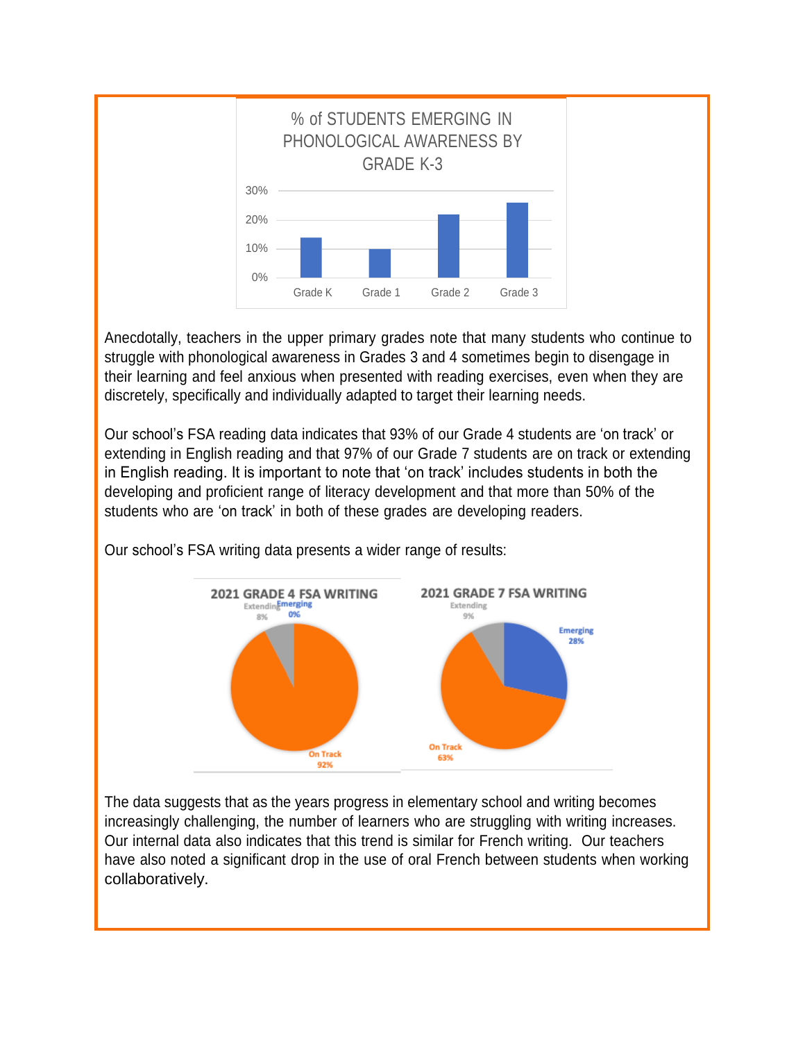**% of STUDENTS EMERGING IN PHONOLOGICAL AWARENESS BY GRADE K-3**

Anecdotally, teachers in the upper primary grades note that many students who continue to struggle with phonological awareness in Grades 3 and 4 sometimes begin to disengage in their learning and feel anxious when presented with reading exercises, even when they are discretely, specifically and individually adapted to target their learning needs.

Our school's FSA reading data indicates that 93% of our Grade 4 students are 'on track' or extending in English reading and that 97% of our Grade 7 students are on track or extending in English reading. It is important to note that 'on track' includes students in both the developing and proficient range of literacy development and that more than 50% of the students who are 'on track' in both of these grades are developing readers.

Our school's FSA writing data presents a wider range of results:

**2021 GRADE 4 FSA WRITING**

| Category | % |
|---|---|
| Extending | 8% |
| Emerging | 0% |
| On Track | 92% |

**2021 GRADE 7 FSA WRITING**

| Category | % |
|---|---|
| Extending | 9% |
| Emerging | 28% |
| On Track | 63% |

The data suggests that as the years progress in elementary school and writing becomes increasingly challenging, the number of learners who are struggling with writing increases. Our internal data also indicates that this trend is similar for French writing. Our teachers have also noted a significant drop in the use of oral French between students when working collaboratively.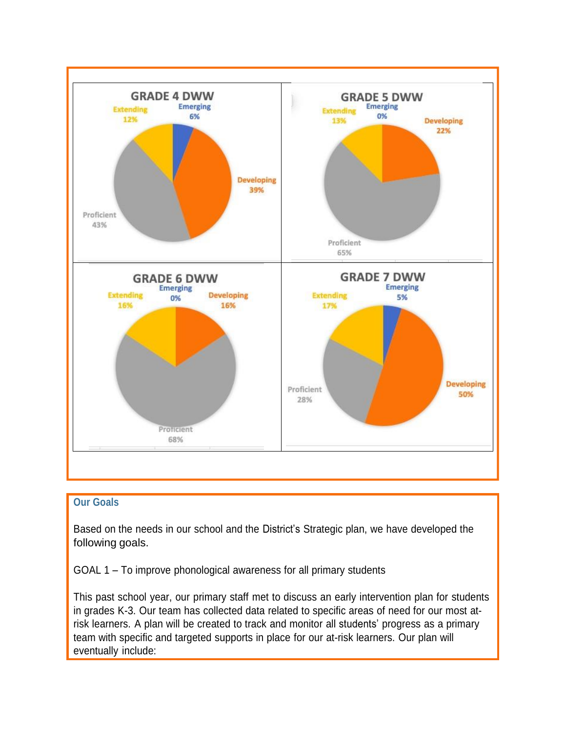**GRADE 4 DWW**

- Emerging 6%
- Developing 39%
- Proficient 43%
- Extending 12%

**GRADE 5 DWW**

- Emerging 0%
- Developing 22%
- Proficient 65%
- Extending 13%

**GRADE 6 DWW**

- Emerging 0%
- Developing 16%
- Proficient 68%
- Extending 16%

**GRADE 7 DWW**

- Emerging 5%
- Developing 50%
- Proficient 28%
- Extending 17%

## Our Goals

Based on the needs in our school and the District's Strategic plan, we have developed the following goals.

GOAL 1 – To improve phonological awareness for all primary students

This past school year, our primary staff met to discuss an early intervention plan for students in grades K-3. Our team has collected data related to specific areas of need for our most at-risk learners. A plan will be created to track and monitor all students' progress as a primary team with specific and targeted supports in place for our at-risk learners. Our plan will eventually include: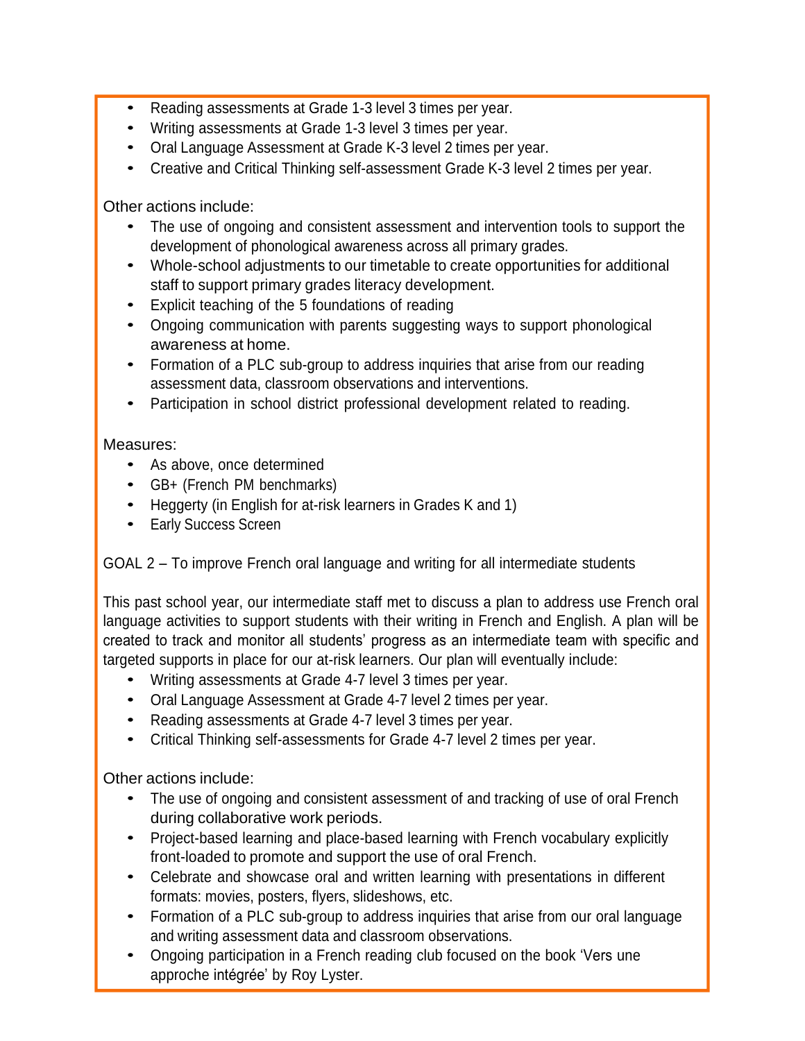- Reading assessments at Grade 1-3 level 3 times per year.
- Writing assessments at Grade 1-3 level 3 times per year.
- Oral Language Assessment at Grade K-3 level 2 times per year.
- Creative and Critical Thinking self-assessment Grade K-3 level 2 times per year.

Other actions include:

- The use of ongoing and consistent assessment and intervention tools to support the development of phonological awareness across all primary grades.
- Whole-school adjustments to our timetable to create opportunities for additional staff to support primary grades literacy development.
- Explicit teaching of the 5 foundations of reading
- Ongoing communication with parents suggesting ways to support phonological awareness at home.
- Formation of a PLC sub-group to address inquiries that arise from our reading assessment data, classroom observations and interventions.
- Participation in school district professional development related to reading.

Measures:

- As above, once determined
- GB+ (French PM benchmarks)
- Heggerty (in English for at-risk learners in Grades K and 1)
- Early Success Screen

GOAL 2 – To improve French oral language and writing for all intermediate students

This past school year, our intermediate staff met to discuss a plan to address use French oral language activities to support students with their writing in French and English. A plan will be created to track and monitor all students' progress as an intermediate team with specific and targeted supports in place for our at-risk learners. Our plan will eventually include:

- Writing assessments at Grade 4-7 level 3 times per year.
- Oral Language Assessment at Grade 4-7 level 2 times per year.
- Reading assessments at Grade 4-7 level 3 times per year.
- Critical Thinking self-assessments for Grade 4-7 level 2 times per year.

Other actions include:

- The use of ongoing and consistent assessment of and tracking of use of oral French during collaborative work periods.
- Project-based learning and place-based learning with French vocabulary explicitly front-loaded to promote and support the use of oral French.
- Celebrate and showcase oral and written learning with presentations in different formats: movies, posters, flyers, slideshows, etc.
- Formation of a PLC sub-group to address inquiries that arise from our oral language and writing assessment data and classroom observations.
- Ongoing participation in a French reading club focused on the book 'Vers une approche intégrée' by Roy Lyster.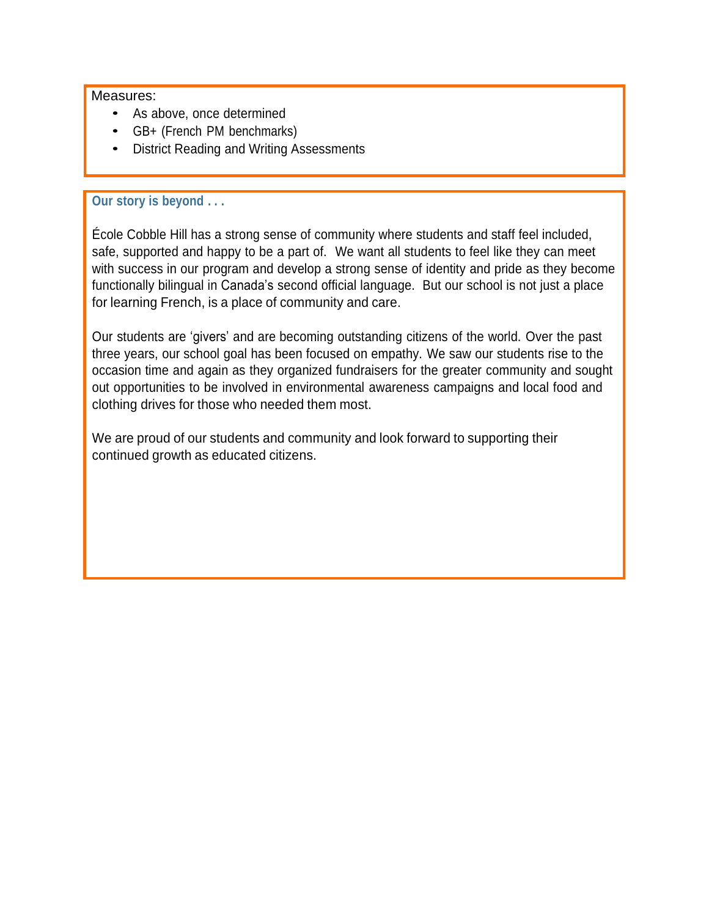Measures:

- As above, once determined
- GB+ (French PM benchmarks)
- District Reading and Writing Assessments

**Our story is beyond . . .**

École Cobble Hill has a strong sense of community where students and staff feel included, safe, supported and happy to be a part of. We want all students to feel like they can meet with success in our program and develop a strong sense of identity and pride as they become functionally bilingual in Canada's second official language. But our school is not just a place for learning French, is a place of community and care.

Our students are 'givers' and are becoming outstanding citizens of the world. Over the past three years, our school goal has been focused on empathy. We saw our students rise to the occasion time and again as they organized fundraisers for the greater community and sought out opportunities to be involved in environmental awareness campaigns and local food and clothing drives for those who needed them most.

We are proud of our students and community and look forward to supporting their continued growth as educated citizens.